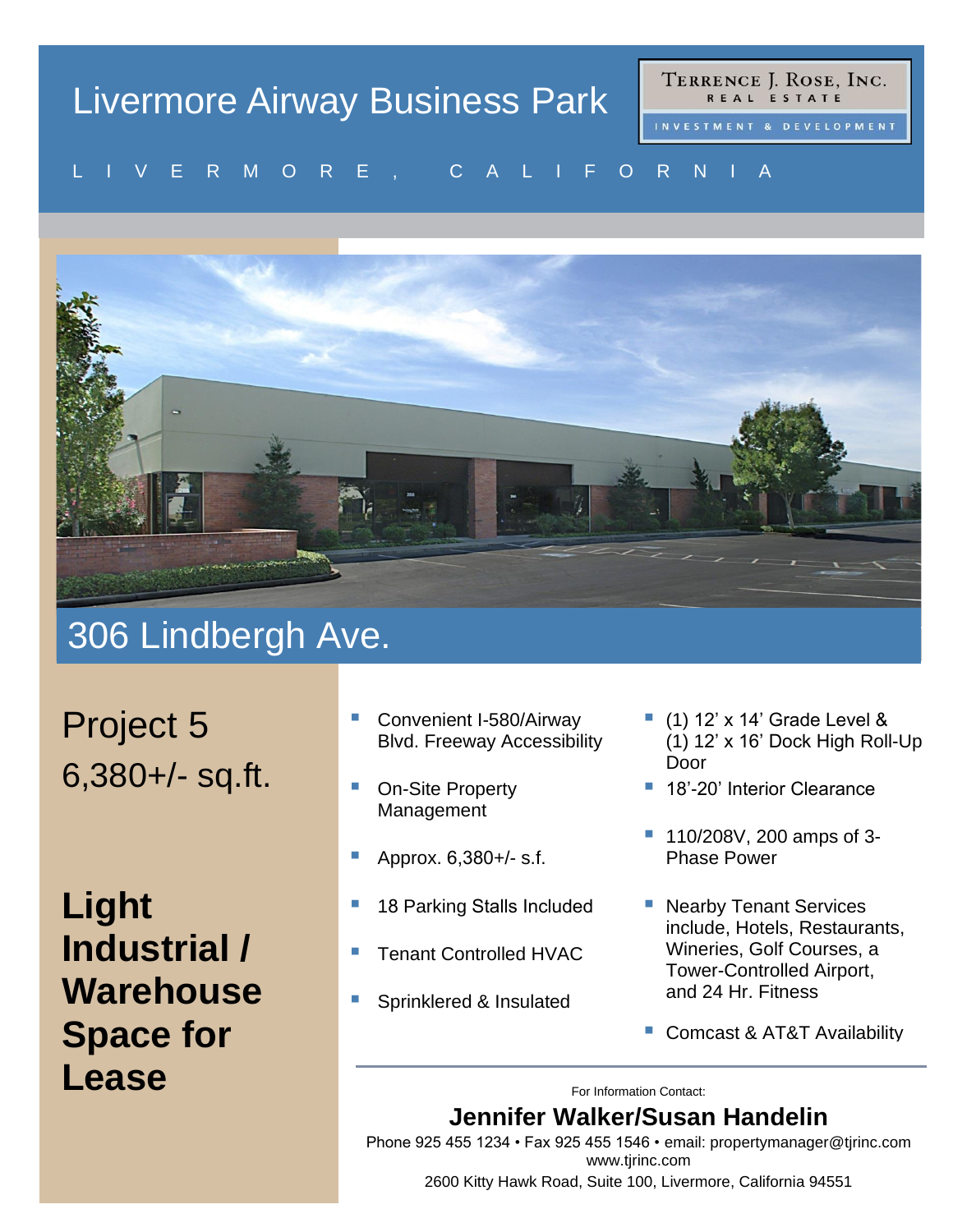# Livermore Airway Business Park

TERRENCE J. ROSE, INC.
REAL ESTATE
INVESTMENT & DEVELOPMENT

LIVERMORE, CALIFORNIA

## 306 Lindbergh Ave.

Project 5

6,380+/- sq.ft.

**Light Industrial / Warehouse Space for Lease**

- Convenient I-580/Airway Blvd. Freeway Accessibility
- On-Site Property Management
- Approx. 6,380+/- s.f.
- 18 Parking Stalls Included
- Tenant Controlled HVAC
- Sprinklered & Insulated
- (1) 12' x 14' Grade Level & (1) 12' x 16' Dock High Roll-Up Door
- 18'-20' Interior Clearance
- 110/208V, 200 amps of 3-Phase Power
- Nearby Tenant Services include, Hotels, Restaurants, Wineries, Golf Courses, a Tower-Controlled Airport, and 24 Hr. Fitness
- Comcast & AT&T Availability

For Information Contact:

**Jennifer Walker/Susan Handelin**

Phone 925 455 1234 • Fax 925 455 1546 • email: propertymanager@tjrinc.com
www.tjrinc.com
2600 Kitty Hawk Road, Suite 100, Livermore, California 94551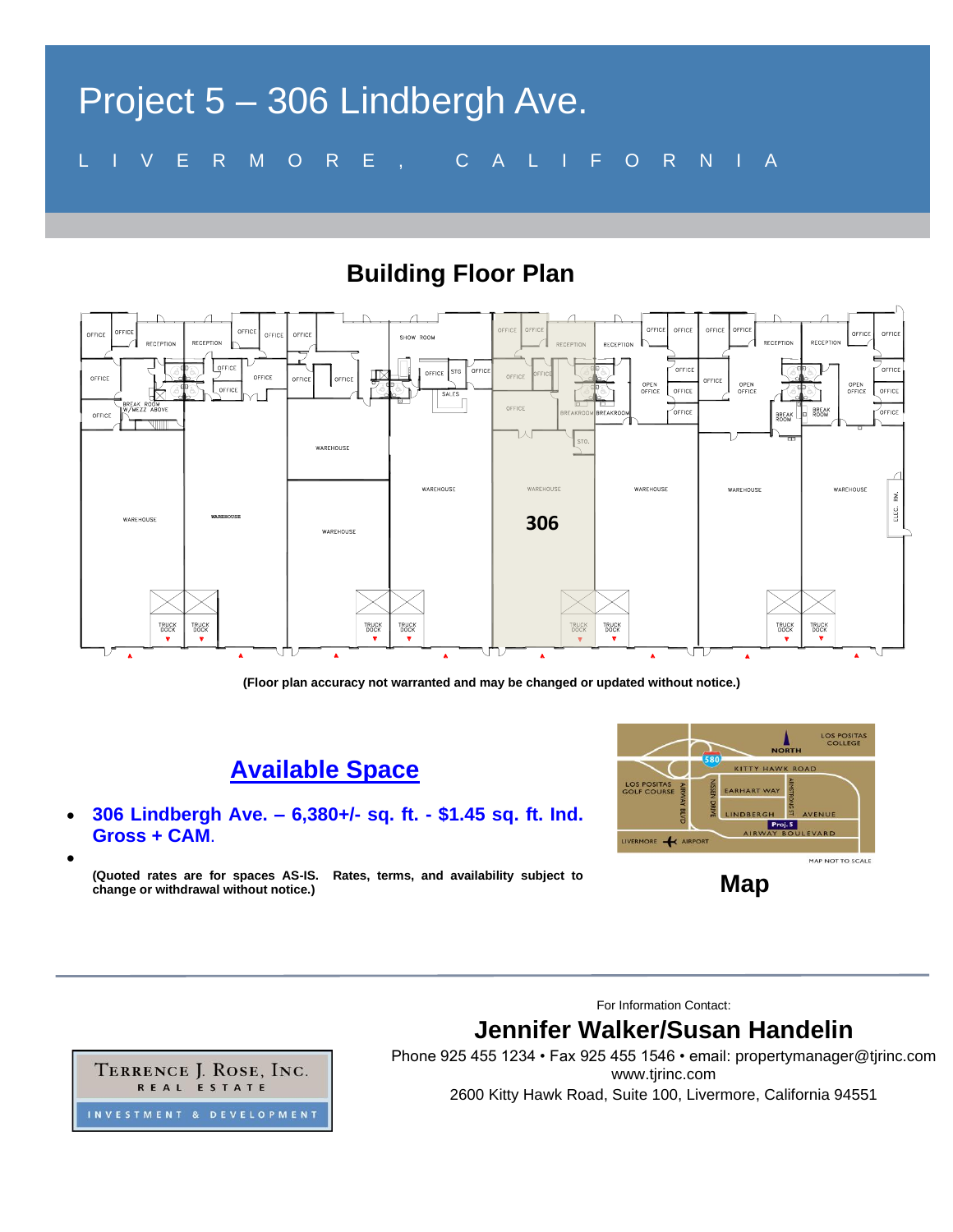# Project 5 – 306 Lindbergh Ave.

L I V E R M O R E , C A L I F O R N I A

## Building Floor Plan

(Floor plan accuracy not warranted and may be changed or updated without notice.)

## Available Space

- **306 Lindbergh Ave. – 6,380+/- sq. ft. - $1.45 sq. ft. Ind. Gross + CAM**.
- 

**(Quoted rates are for spaces AS-IS. Rates, terms, and availability subject to change or withdrawal without notice.)**

MAP NOT TO SCALE

**Map**

For Information Contact:

**Jennifer Walker/Susan Handelin**

Phone 925 455 1234 • Fax 925 455 1546 • email: propertymanager@tjrinc.com
www.tjrinc.com
2600 Kitty Hawk Road, Suite 100, Livermore, California 94551

TERRENCE J. ROSE, INC.
REAL ESTATE
INVESTMENT & DEVELOPMENT